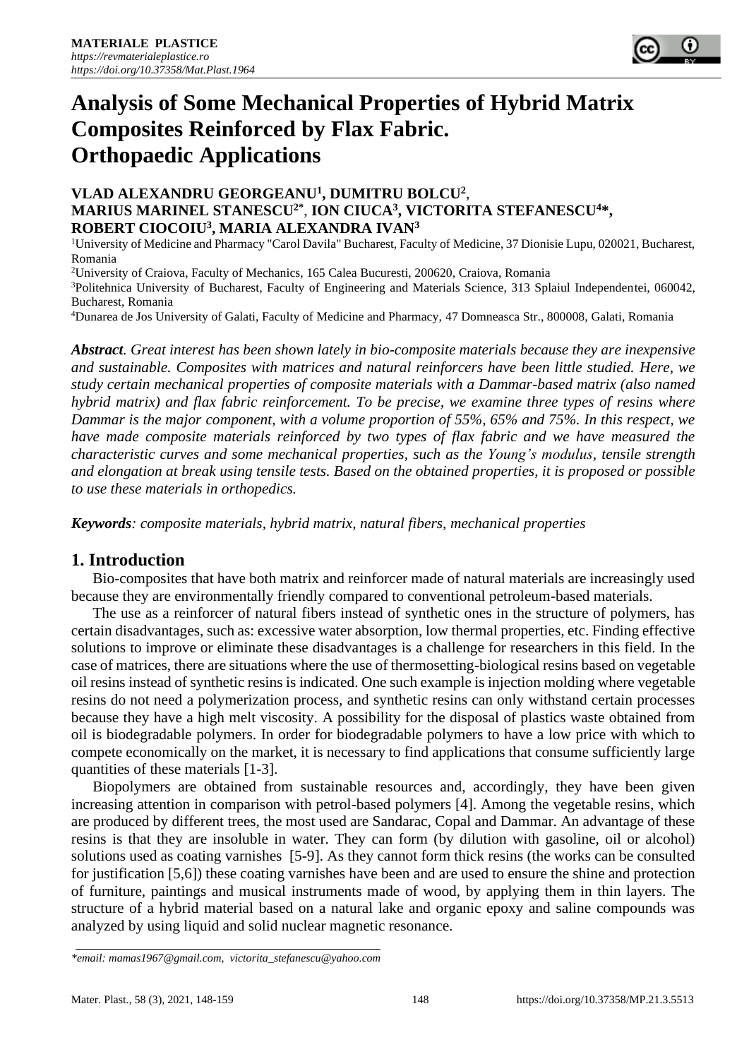# Analysis of Some Mechanical Properties of Hybrid Matrix Composites Reinforced by Flax Fabric. Orthopaedic Applications

**VLAD ALEXANDRU GEORGEANU[1], DUMITRU BOLCU[2], MARIUS MARINEL STANESCU[2*], ION CIUCA[3], VICTORITA STEFANESCU[4*], ROBERT CIOCOIU[3], MARIA ALEXANDRA IVAN[3]**

[1]University of Medicine and Pharmacy "Carol Davila" Bucharest, Faculty of Medicine, 37 Dionisie Lupu, 020021, Bucharest, Romania

[2]University of Craiova, Faculty of Mechanics, 165 Calea Bucuresti, 200620, Craiova, Romania

[3]Politehnica University of Bucharest, Faculty of Engineering and Materials Science, 313 Splaiul Independentei, 060042, Bucharest, Romania

[4]Dunarea de Jos University of Galati, Faculty of Medicine and Pharmacy, 47 Domneasca Str., 800008, Galati, Romania

***Abstract****. Great interest has been shown lately in bio-composite materials because they are inexpensive and sustainable. Composites with matrices and natural reinforcers have been little studied. Here, we study certain mechanical properties of composite materials with a Dammar-based matrix (also named hybrid matrix) and flax fabric reinforcement. To be precise, we examine three types of resins where Dammar is the major component, with a volume proportion of 55%, 65% and 75%. In this respect, we have made composite materials reinforced by two types of flax fabric and we have measured the characteristic curves and some mechanical properties, such as the Young's modulus, tensile strength and elongation at break using tensile tests. Based on the obtained properties, it is proposed or possible to use these materials in orthopedics.*

***Keywords****: composite materials, hybrid matrix, natural fibers, mechanical properties*

## 1. Introduction

Bio-composites that have both matrix and reinforcer made of natural materials are increasingly used because they are environmentally friendly compared to conventional petroleum-based materials.

The use as a reinforcer of natural fibers instead of synthetic ones in the structure of polymers, has certain disadvantages, such as: excessive water absorption, low thermal properties, etc. Finding effective solutions to improve or eliminate these disadvantages is a challenge for researchers in this field. In the case of matrices, there are situations where the use of thermosetting-biological resins based on vegetable oil resins instead of synthetic resins is indicated. One such example is injection molding where vegetable resins do not need a polymerization process, and synthetic resins can only withstand certain processes because they have a high melt viscosity. A possibility for the disposal of plastics waste obtained from oil is biodegradable polymers. In order for biodegradable polymers to have a low price with which to compete economically on the market, it is necessary to find applications that consume sufficiently large quantities of these materials [1-3].

Biopolymers are obtained from sustainable resources and, accordingly, they have been given increasing attention in comparison with petrol-based polymers [4]. Among the vegetable resins, which are produced by different trees, the most used are Sandarac, Copal and Dammar. An advantage of these resins is that they are insoluble in water. They can form (by dilution with gasoline, oil or alcohol) solutions used as coating varnishes [5-9]. As they cannot form thick resins (the works can be consulted for justification [5,6]) these coating varnishes have been and are used to ensure the shine and protection of furniture, paintings and musical instruments made of wood, by applying them in thin layers. The structure of a hybrid material based on a natural lake and organic epoxy and saline compounds was analyzed by using liquid and solid nuclear magnetic resonance.

*\*email: mamas1967@gmail.com, victorita_stefanescu@yahoo.com*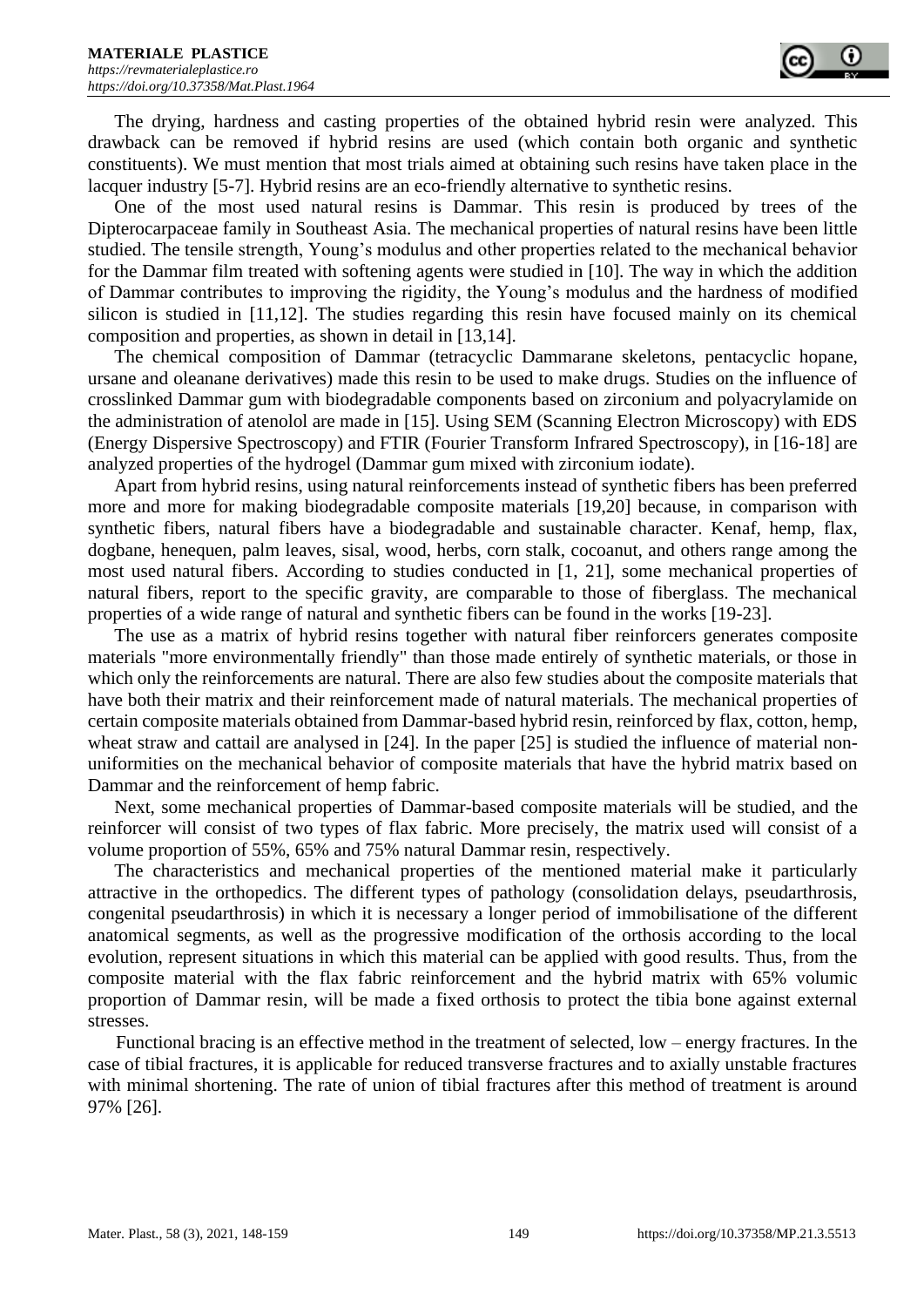The drying, hardness and casting properties of the obtained hybrid resin were analyzed. This drawback can be removed if hybrid resins are used (which contain both organic and synthetic constituents). We must mention that most trials aimed at obtaining such resins have taken place in the lacquer industry [5-7]. Hybrid resins are an eco-friendly alternative to synthetic resins.

One of the most used natural resins is Dammar. This resin is produced by trees of the Dipterocarpaceae family in Southeast Asia. The mechanical properties of natural resins have been little studied. The tensile strength, Young's modulus and other properties related to the mechanical behavior for the Dammar film treated with softening agents were studied in [10]. The way in which the addition of Dammar contributes to improving the rigidity, the Young's modulus and the hardness of modified silicon is studied in [11,12]. The studies regarding this resin have focused mainly on its chemical composition and properties, as shown in detail in [13,14].

The chemical composition of Dammar (tetracyclic Dammarane skeletons, pentacyclic hopane, ursane and oleanane derivatives) made this resin to be used to make drugs. Studies on the influence of crosslinked Dammar gum with biodegradable components based on zirconium and polyacrylamide on the administration of atenolol are made in [15]. Using SEM (Scanning Electron Microscopy) with EDS (Energy Dispersive Spectroscopy) and FTIR (Fourier Transform Infrared Spectroscopy), in [16-18] are analyzed properties of the hydrogel (Dammar gum mixed with zirconium iodate).

Apart from hybrid resins, using natural reinforcements instead of synthetic fibers has been preferred more and more for making biodegradable composite materials [19,20] because, in comparison with synthetic fibers, natural fibers have a biodegradable and sustainable character. Kenaf, hemp, flax, dogbane, henequen, palm leaves, sisal, wood, herbs, corn stalk, cocoanut, and others range among the most used natural fibers. According to studies conducted in [1, 21], some mechanical properties of natural fibers, report to the specific gravity, are comparable to those of fiberglass. The mechanical properties of a wide range of natural and synthetic fibers can be found in the works [19-23].

The use as a matrix of hybrid resins together with natural fiber reinforcers generates composite materials "more environmentally friendly" than those made entirely of synthetic materials, or those in which only the reinforcements are natural. There are also few studies about the composite materials that have both their matrix and their reinforcement made of natural materials. The mechanical properties of certain composite materials obtained from Dammar-based hybrid resin, reinforced by flax, cotton, hemp, wheat straw and cattail are analysed in [24]. In the paper [25] is studied the influence of material non-uniformities on the mechanical behavior of composite materials that have the hybrid matrix based on Dammar and the reinforcement of hemp fabric.

Next, some mechanical properties of Dammar-based composite materials will be studied, and the reinforcer will consist of two types of flax fabric. More precisely, the matrix used will consist of a volume proportion of 55%, 65% and 75% natural Dammar resin, respectively.

The characteristics and mechanical properties of the mentioned material make it particularly attractive in the orthopedics. The different types of pathology (consolidation delays, pseudarthrosis, congenital pseudarthrosis) in which it is necessary a longer period of immobilisatione of the different anatomical segments, as well as the progressive modification of the orthosis according to the local evolution, represent situations in which this material can be applied with good results. Thus, from the composite material with the flax fabric reinforcement and the hybrid matrix with 65% volumic proportion of Dammar resin, will be made a fixed orthosis to protect the tibia bone against external stresses.

Functional bracing is an effective method in the treatment of selected, low – energy fractures. In the case of tibial fractures, it is applicable for reduced transverse fractures and to axially unstable fractures with minimal shortening. The rate of union of tibial fractures after this method of treatment is around 97% [26].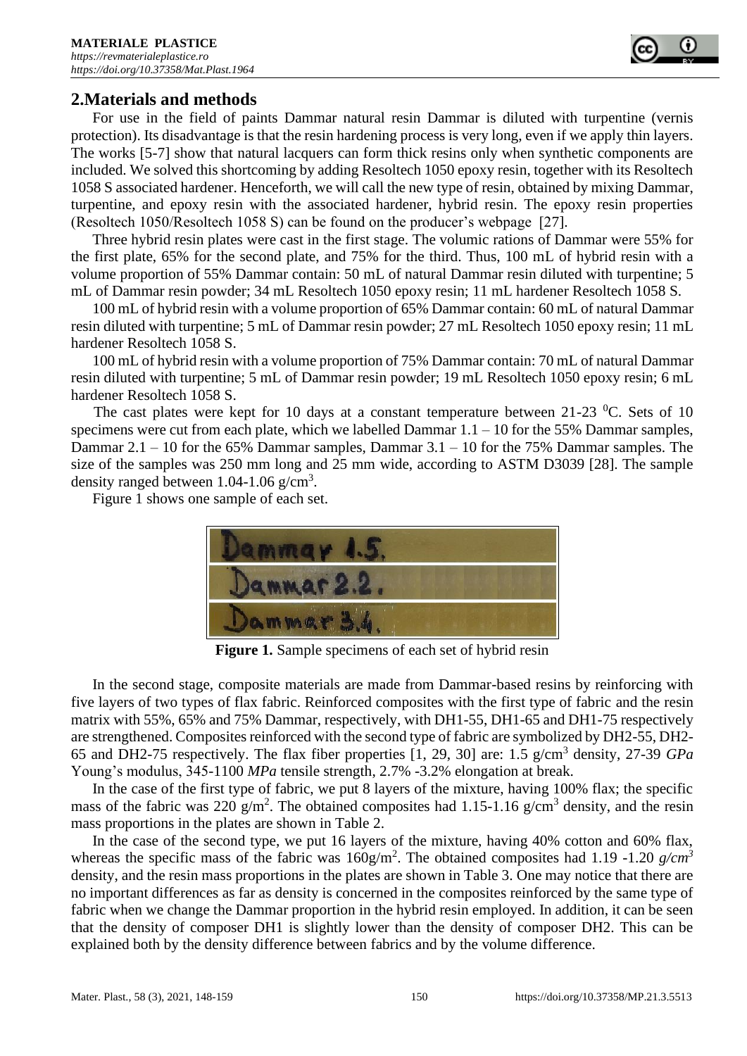## 2.Materials and methods

For use in the field of paints Dammar natural resin Dammar is diluted with turpentine (vernis protection). Its disadvantage is that the resin hardening process is very long, even if we apply thin layers. The works [5-7] show that natural lacquers can form thick resins only when synthetic components are included. We solved this shortcoming by adding Resoltech 1050 epoxy resin, together with its Resoltech 1058 S associated hardener. Henceforth, we will call the new type of resin, obtained by mixing Dammar, turpentine, and epoxy resin with the associated hardener, hybrid resin. The epoxy resin properties (Resoltech 1050/Resoltech 1058 S) can be found on the producer's webpage [27].

Three hybrid resin plates were cast in the first stage. The volumic rations of Dammar were 55% for the first plate, 65% for the second plate, and 75% for the third. Thus, 100 mL of hybrid resin with a volume proportion of 55% Dammar contain: 50 mL of natural Dammar resin diluted with turpentine; 5 mL of Dammar resin powder; 34 mL Resoltech 1050 epoxy resin; 11 mL hardener Resoltech 1058 S.

100 mL of hybrid resin with a volume proportion of 65% Dammar contain: 60 mL of natural Dammar resin diluted with turpentine; 5 mL of Dammar resin powder; 27 mL Resoltech 1050 epoxy resin; 11 mL hardener Resoltech 1058 S.

100 mL of hybrid resin with a volume proportion of 75% Dammar contain: 70 mL of natural Dammar resin diluted with turpentine; 5 mL of Dammar resin powder; 19 mL Resoltech 1050 epoxy resin; 6 mL hardener Resoltech 1058 S.

The cast plates were kept for 10 days at a constant temperature between 21-23 $^0$C. Sets of 10 specimens were cut from each plate, which we labelled Dammar 1.1 – 10 for the 55% Dammar samples, Dammar 2.1 – 10 for the 65% Dammar samples, Dammar 3.1 – 10 for the 75% Dammar samples. The size of the samples was 250 mm long and 25 mm wide, according to ASTM D3039 [28]. The sample density ranged between 1.04-1.06 g/cm$^3$.

Figure 1 shows one sample of each set.

**Figure 1.** Sample specimens of each set of hybrid resin

In the second stage, composite materials are made from Dammar-based resins by reinforcing with five layers of two types of flax fabric. Reinforced composites with the first type of fabric and the resin matrix with 55%, 65% and 75% Dammar, respectively, with DH1-55, DH1-65 and DH1-75 respectively are strengthened. Composites reinforced with the second type of fabric are symbolized by DH2-55, DH2-65 and DH2-75 respectively. The flax fiber properties [1, 29, 30] are: 1.5 g/cm$^3$ density, 27-39 *GPa* Young's modulus, 345-1100 *MPa* tensile strength, 2.7% -3.2% elongation at break.

In the case of the first type of fabric, we put 8 layers of the mixture, having 100% flax; the specific mass of the fabric was 220 g/m$^2$. The obtained composites had 1.15-1.16 g/cm$^3$ density, and the resin mass proportions in the plates are shown in Table 2.

In the case of the second type, we put 16 layers of the mixture, having 40% cotton and 60% flax, whereas the specific mass of the fabric was 160g/m$^2$. The obtained composites had 1.19 -1.20 *g/cm$^3$* density, and the resin mass proportions in the plates are shown in Table 3. One may notice that there are no important differences as far as density is concerned in the composites reinforced by the same type of fabric when we change the Dammar proportion in the hybrid resin employed. In addition, it can be seen that the density of composer DH1 is slightly lower than the density of composer DH2. This can be explained both by the density difference between fabrics and by the volume difference.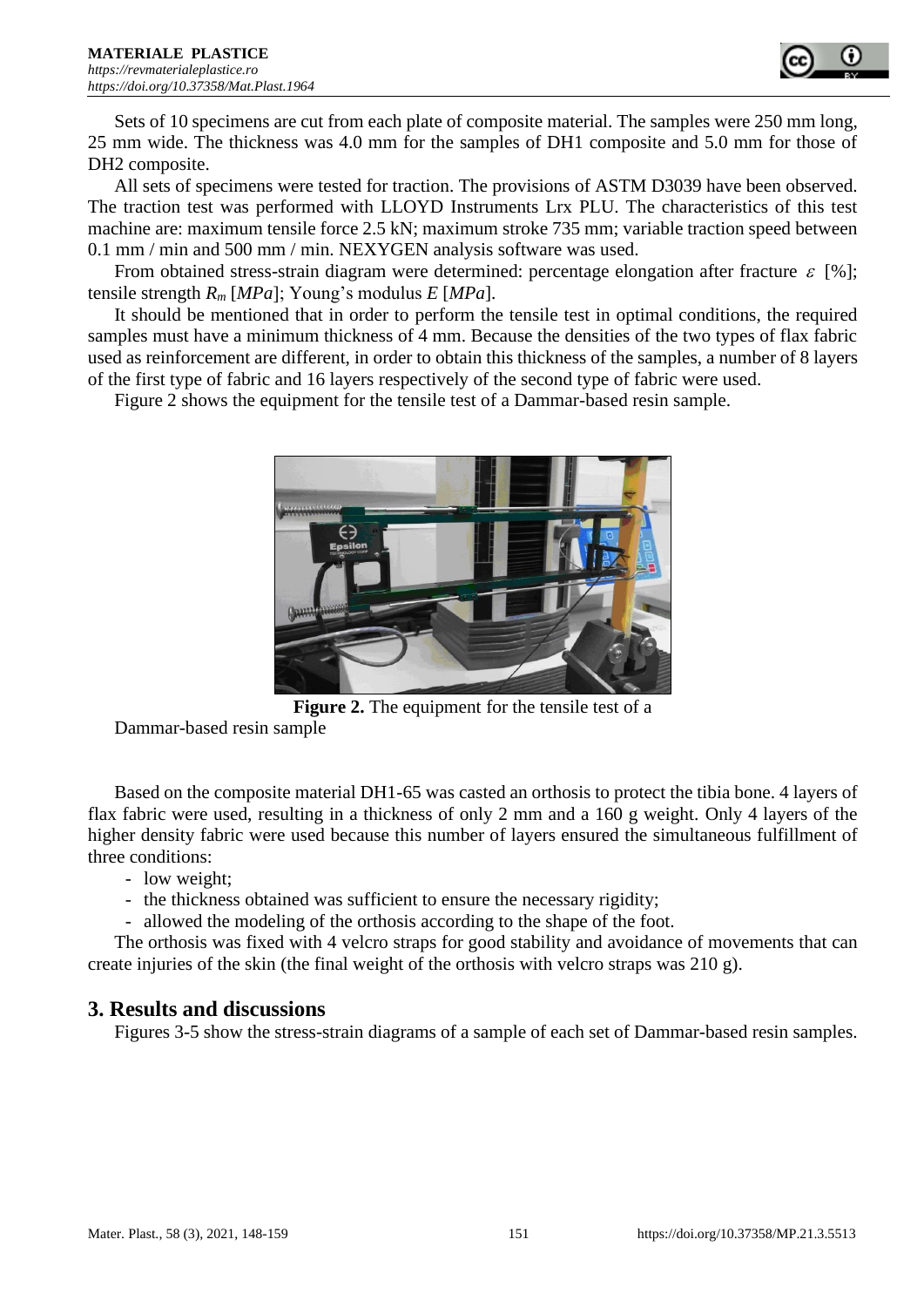Sets of 10 specimens are cut from each plate of composite material. The samples were 250 mm long, 25 mm wide. The thickness was 4.0 mm for the samples of DH1 composite and 5.0 mm for those of DH2 composite.

All sets of specimens were tested for traction. The provisions of ASTM D3039 have been observed. The traction test was performed with LLOYD Instruments Lrx PLU. The characteristics of this test machine are: maximum tensile force 2.5 kN; maximum stroke 735 mm; variable traction speed between 0.1 mm / min and 500 mm / min. NEXYGEN analysis software was used.

From obtained stress-strain diagram were determined: percentage elongation after fracture $\varepsilon$ [%]; tensile strength $R_m$ [*MPa*]; Young's modulus $E$ [*MPa*].

It should be mentioned that in order to perform the tensile test in optimal conditions, the required samples must have a minimum thickness of 4 mm. Because the densities of the two types of flax fabric used as reinforcement are different, in order to obtain this thickness of the samples, a number of 8 layers of the first type of fabric and 16 layers respectively of the second type of fabric were used.

Figure 2 shows the equipment for the tensile test of a Dammar-based resin sample.

**Figure 2.** The equipment for the tensile test of a Dammar-based resin sample

Based on the composite material DH1-65 was casted an orthosis to protect the tibia bone. 4 layers of flax fabric were used, resulting in a thickness of only 2 mm and a 160 g weight. Only 4 layers of the higher density fabric were used because this number of layers ensured the simultaneous fulfillment of three conditions:

- low weight;
- the thickness obtained was sufficient to ensure the necessary rigidity;
- allowed the modeling of the orthosis according to the shape of the foot.

The orthosis was fixed with 4 velcro straps for good stability and avoidance of movements that can create injuries of the skin (the final weight of the orthosis with velcro straps was 210 g).

## 3. Results and discussions

Figures 3-5 show the stress-strain diagrams of a sample of each set of Dammar-based resin samples.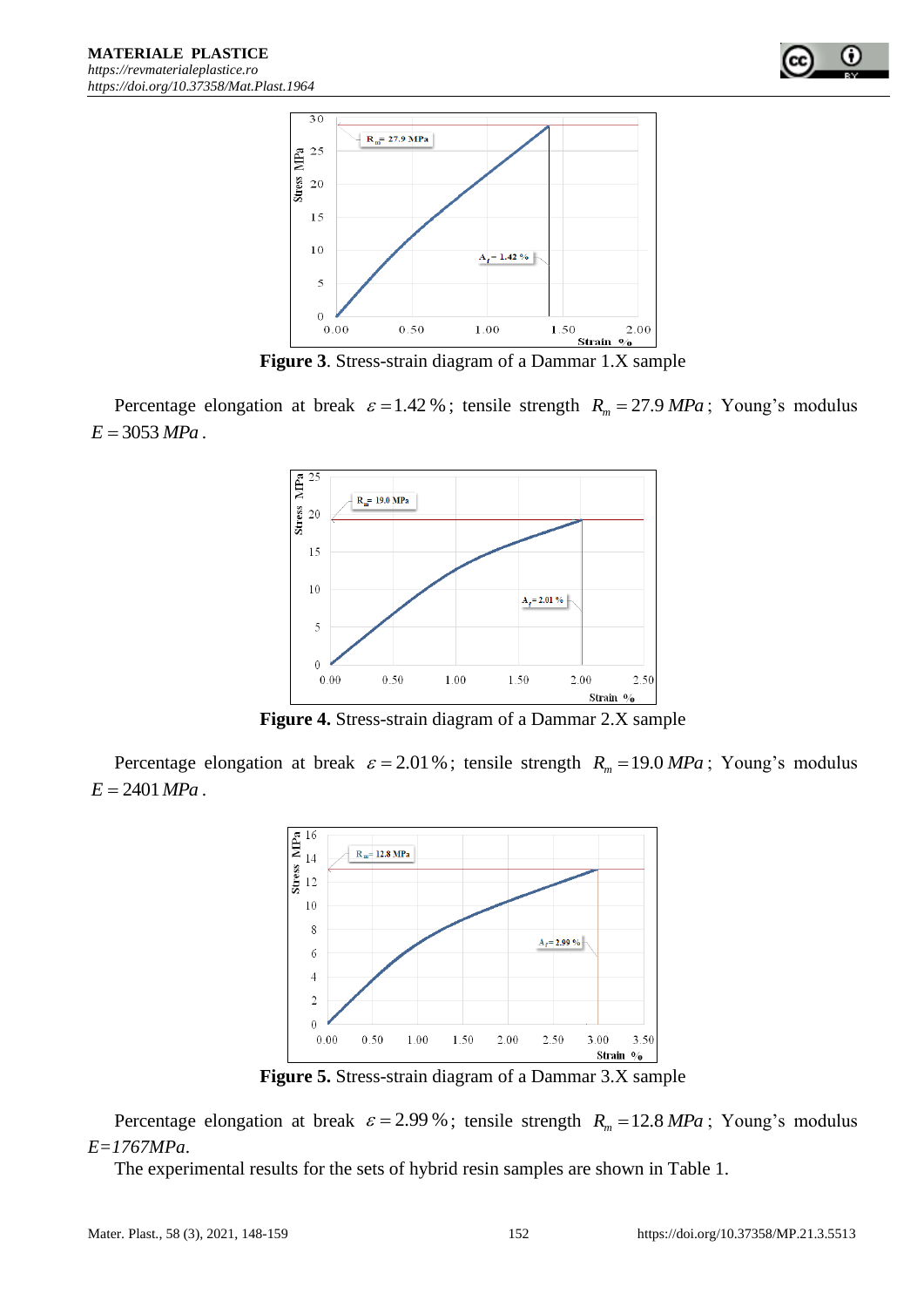**Figure 3**. Stress-strain diagram of a Dammar 1.X sample

Percentage elongation at break $\varepsilon = 1.42\,\%$; tensile strength $R_m = 27.9\ MPa$; Young's modulus $E = 3053\ MPa$.

**Figure 4.** Stress-strain diagram of a Dammar 2.X sample

Percentage elongation at break $\varepsilon = 2.01\,\%$; tensile strength $R_m = 19.0\ MPa$; Young's modulus $E = 2401\ MPa$.

**Figure 5.** Stress-strain diagram of a Dammar 3.X sample

Percentage elongation at break $\varepsilon = 2.99\,\%$; tensile strength $R_m = 12.8\ MPa$; Young's modulus $E = 1767 MPa$.

The experimental results for the sets of hybrid resin samples are shown in Table 1.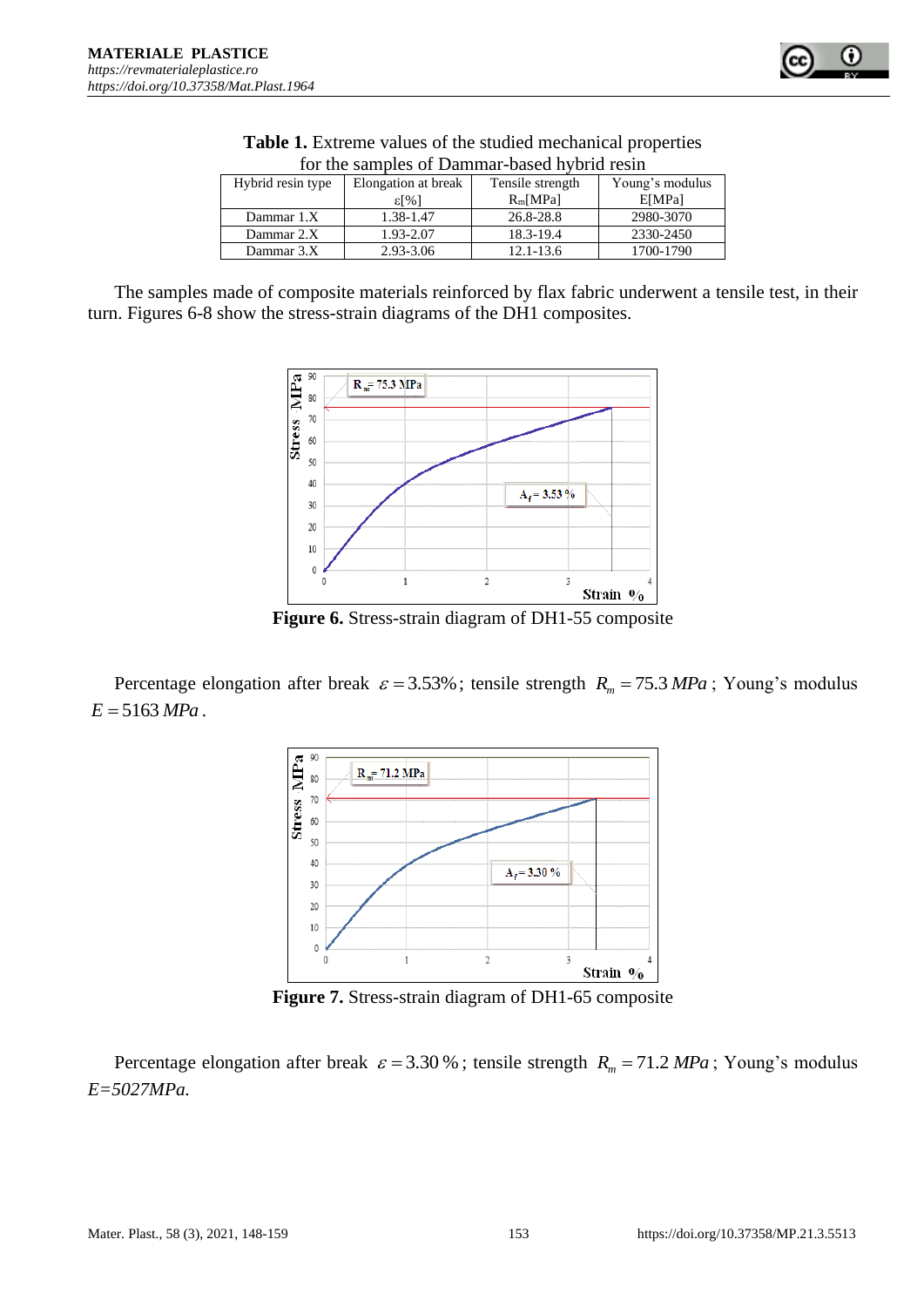**Table 1.** Extreme values of the studied mechanical properties for the samples of Dammar-based hybrid resin

| Hybrid resin type | Elongation at break ε[%] | Tensile strength $R_m$[MPa] | Young's modulus E[MPa] |
|---|---|---|---|
| Dammar 1.X | 1.38-1.47 | 26.8-28.8 | 2980-3070 |
| Dammar 2.X | 1.93-2.07 | 18.3-19.4 | 2330-2450 |
| Dammar 3.X | 2.93-3.06 | 12.1-13.6 | 1700-1790 |

The samples made of composite materials reinforced by flax fabric underwent a tensile test, in their turn. Figures 6-8 show the stress-strain diagrams of the DH1 composites.

**Figure 6.** Stress-strain diagram of DH1-55 composite

Percentage elongation after break $\varepsilon = 3.53\%$; tensile strength $R_m = 75.3\ MPa$; Young's modulus $E = 5163\ MPa$.

**Figure 7.** Stress-strain diagram of DH1-65 composite

Percentage elongation after break $\varepsilon = 3.30\ \%$; tensile strength $R_m = 71.2\ MPa$; Young's modulus $E=5027MPa$.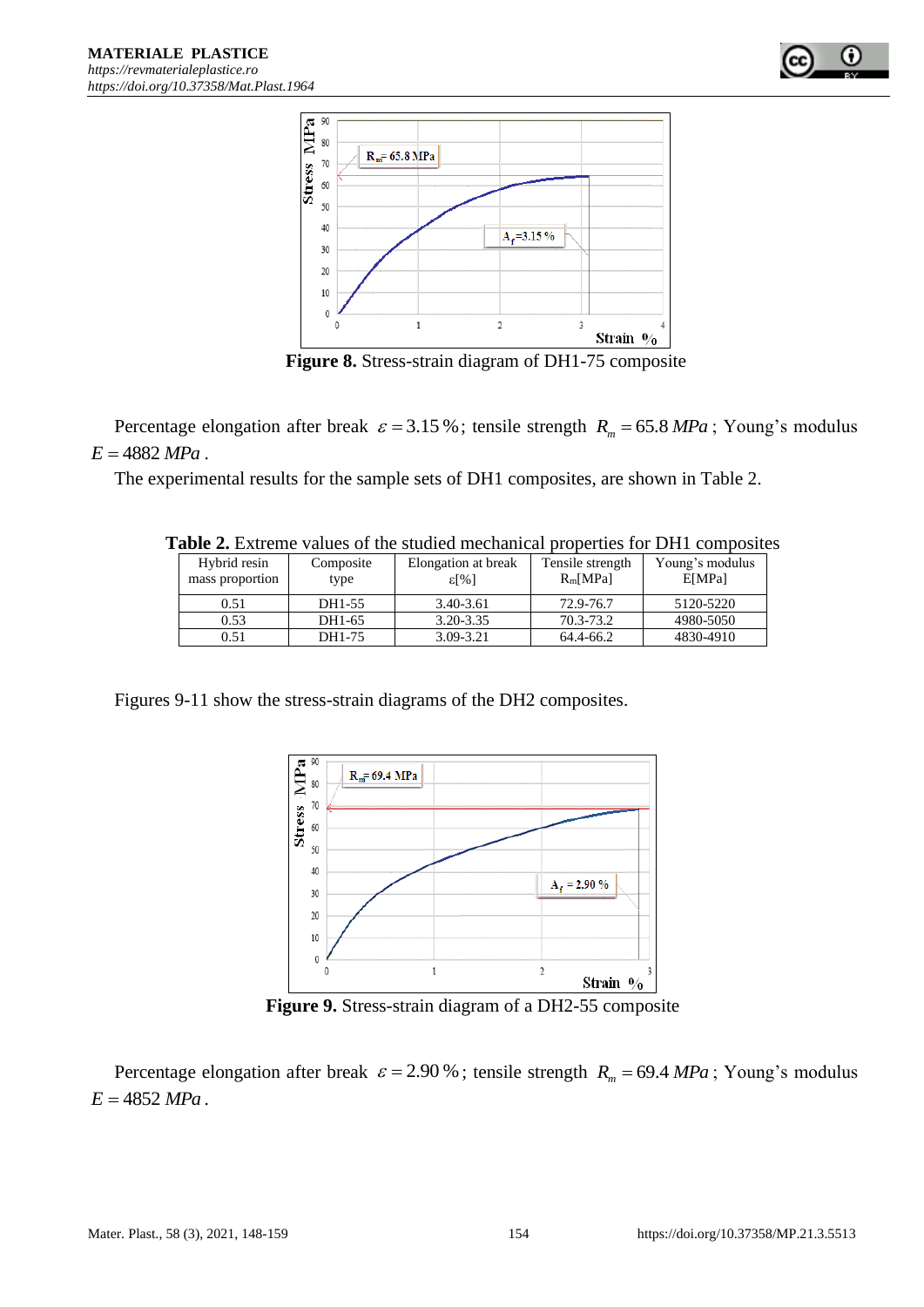**Figure 8.** Stress-strain diagram of DH1-75 composite

Percentage elongation after break $\varepsilon = 3.15\,\%$; tensile strength $R_m = 65.8\ MPa$; Young's modulus $E = 4882\ MPa$.

The experimental results for the sample sets of DH1 composites, are shown in Table 2.

**Table 2.** Extreme values of the studied mechanical properties for DH1 composites

| Hybrid resin mass proportion | Composite type | Elongation at break ε[%] | Tensile strength $R_m$[MPa] | Young's modulus E[MPa] |
|---|---|---|---|---|
| 0.51 | DH1-55 | 3.40-3.61 | 72.9-76.7 | 5120-5220 |
| 0.53 | DH1-65 | 3.20-3.35 | 70.3-73.2 | 4980-5050 |
| 0.51 | DH1-75 | 3.09-3.21 | 64.4-66.2 | 4830-4910 |

Figures 9-11 show the stress-strain diagrams of the DH2 composites.

**Figure 9.** Stress-strain diagram of a DH2-55 composite

Percentage elongation after break $\varepsilon = 2.90\,\%$; tensile strength $R_m = 69.4\ MPa$; Young's modulus $E = 4852\ MPa$.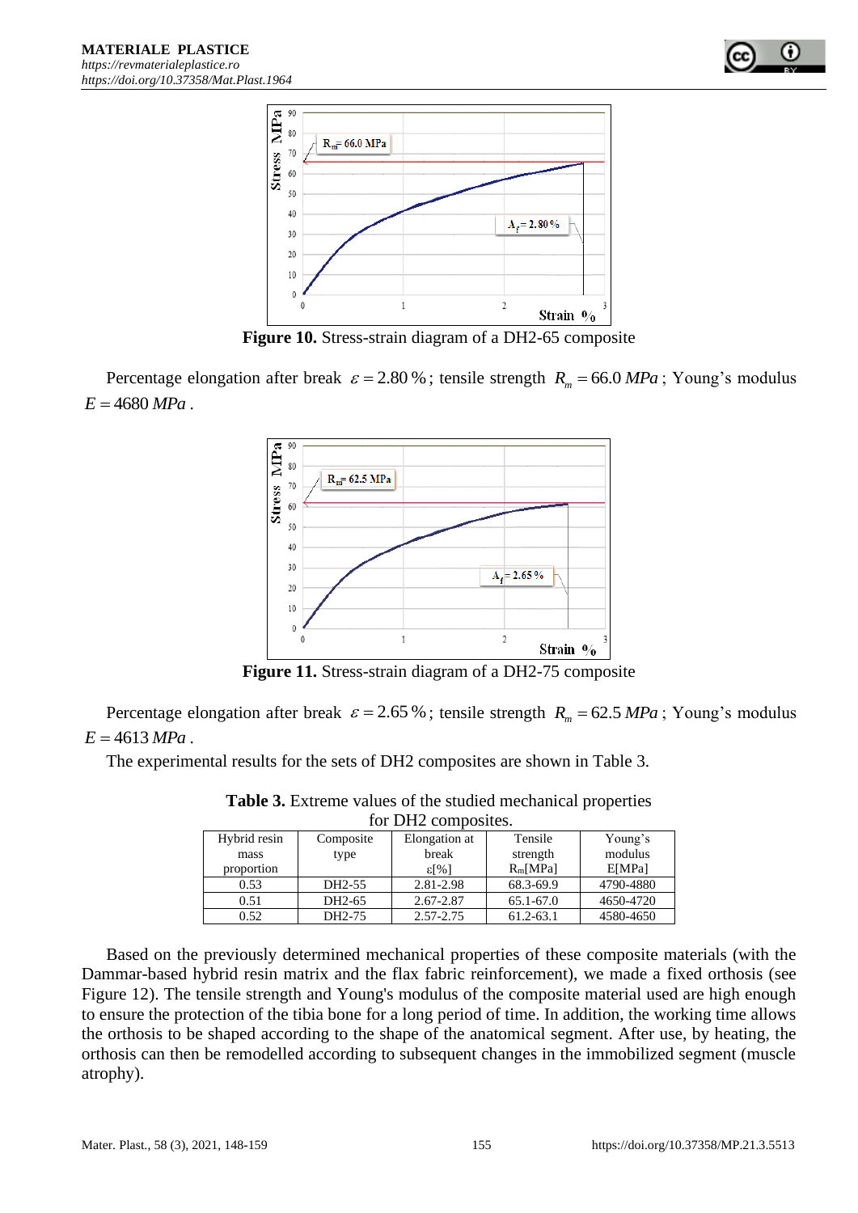**Figure 10.** Stress-strain diagram of a DH2-65 composite

Percentage elongation after break $\varepsilon = 2.80\,\%$; tensile strength $R_m = 66.0\ MPa$; Young's modulus $E = 4680\ MPa$.

**Figure 11.** Stress-strain diagram of a DH2-75 composite

Percentage elongation after break $\varepsilon = 2.65\,\%$; tensile strength $R_m = 62.5\ MPa$; Young's modulus $E = 4613\ MPa$.

The experimental results for the sets of DH2 composites are shown in Table 3.

**Table 3.** Extreme values of the studied mechanical properties for DH2 composites.

| Hybrid resin mass proportion | Composite type | Elongation at break ε[%] | Tensile strength $R_m$[MPa] | Young's modulus E[MPa] |
|---|---|---|---|---|
| 0.53 | DH2-55 | 2.81-2.98 | 68.3-69.9 | 4790-4880 |
| 0.51 | DH2-65 | 2.67-2.87 | 65.1-67.0 | 4650-4720 |
| 0.52 | DH2-75 | 2.57-2.75 | 61.2-63.1 | 4580-4650 |

Based on the previously determined mechanical properties of these composite materials (with the Dammar-based hybrid resin matrix and the flax fabric reinforcement), we made a fixed orthosis (see Figure 12). The tensile strength and Young's modulus of the composite material used are high enough to ensure the protection of the tibia bone for a long period of time. In addition, the working time allows the orthosis to be shaped according to the shape of the anatomical segment. After use, by heating, the orthosis can then be remodelled according to subsequent changes in the immobilized segment (muscle atrophy).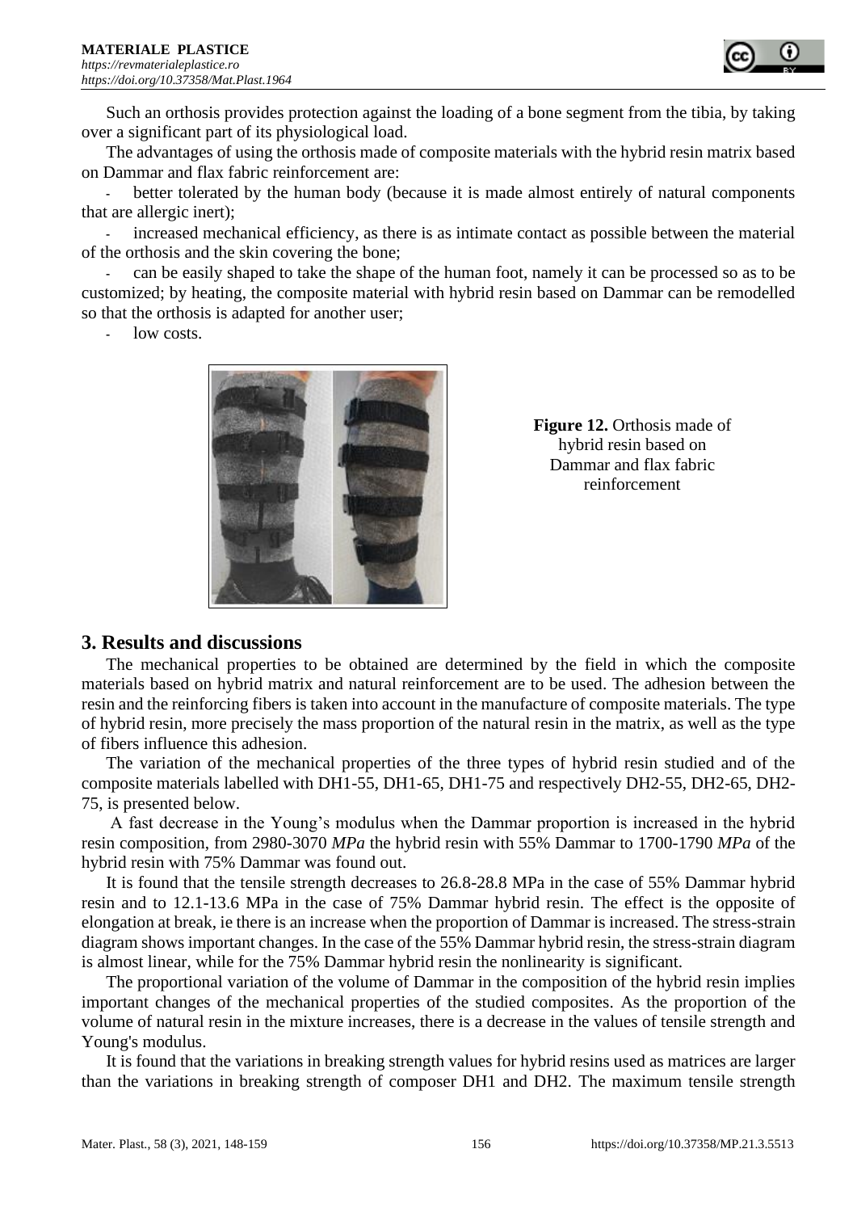Such an orthosis provides protection against the loading of a bone segment from the tibia, by taking over a significant part of its physiological load.

The advantages of using the orthosis made of composite materials with the hybrid resin matrix based on Dammar and flax fabric reinforcement are:

- better tolerated by the human body (because it is made almost entirely of natural components that are allergic inert);
- increased mechanical efficiency, as there is as intimate contact as possible between the material of the orthosis and the skin covering the bone;
- can be easily shaped to take the shape of the human foot, namely it can be processed so as to be customized; by heating, the composite material with hybrid resin based on Dammar can be remodelled so that the orthosis is adapted for another user;
- low costs.

**Figure 12.** Orthosis made of hybrid resin based on Dammar and flax fabric reinforcement

## 3. Results and discussions

The mechanical properties to be obtained are determined by the field in which the composite materials based on hybrid matrix and natural reinforcement are to be used. The adhesion between the resin and the reinforcing fibers is taken into account in the manufacture of composite materials. The type of hybrid resin, more precisely the mass proportion of the natural resin in the matrix, as well as the type of fibers influence this adhesion.

The variation of the mechanical properties of the three types of hybrid resin studied and of the composite materials labelled with DH1-55, DH1-65, DH1-75 and respectively DH2-55, DH2-65, DH2-75, is presented below.

A fast decrease in the Young's modulus when the Dammar proportion is increased in the hybrid resin composition, from 2980-3070 *MPa* the hybrid resin with 55% Dammar to 1700-1790 *MPa* of the hybrid resin with 75% Dammar was found out.

It is found that the tensile strength decreases to 26.8-28.8 MPa in the case of 55% Dammar hybrid resin and to 12.1-13.6 MPa in the case of 75% Dammar hybrid resin. The effect is the opposite of elongation at break, ie there is an increase when the proportion of Dammar is increased. The stress-strain diagram shows important changes. In the case of the 55% Dammar hybrid resin, the stress-strain diagram is almost linear, while for the 75% Dammar hybrid resin the nonlinearity is significant.

The proportional variation of the volume of Dammar in the composition of the hybrid resin implies important changes of the mechanical properties of the studied composites. As the proportion of the volume of natural resin in the mixture increases, there is a decrease in the values of tensile strength and Young's modulus.

It is found that the variations in breaking strength values for hybrid resins used as matrices are larger than the variations in breaking strength of composer DH1 and DH2. The maximum tensile strength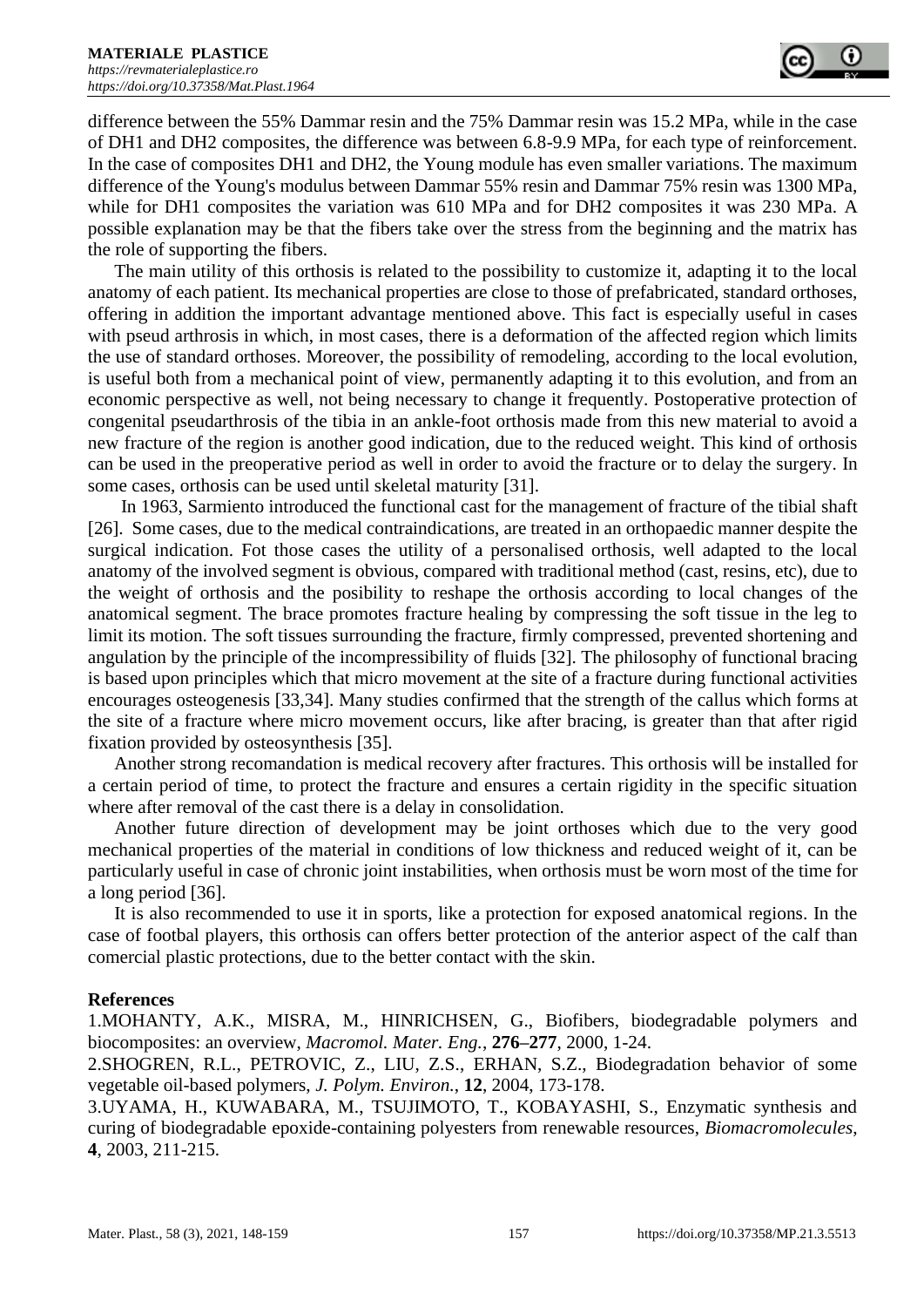difference between the 55% Dammar resin and the 75% Dammar resin was 15.2 MPa, while in the case of DH1 and DH2 composites, the difference was between 6.8-9.9 MPa, for each type of reinforcement. In the case of composites DH1 and DH2, the Young module has even smaller variations. The maximum difference of the Young's modulus between Dammar 55% resin and Dammar 75% resin was 1300 MPa, while for DH1 composites the variation was 610 MPa and for DH2 composites it was 230 MPa. A possible explanation may be that the fibers take over the stress from the beginning and the matrix has the role of supporting the fibers.

The main utility of this orthosis is related to the possibility to customize it, adapting it to the local anatomy of each patient. Its mechanical properties are close to those of prefabricated, standard orthoses, offering in addition the important advantage mentioned above. This fact is especially useful in cases with pseud arthrosis in which, in most cases, there is a deformation of the affected region which limits the use of standard orthoses. Moreover, the possibility of remodeling, according to the local evolution, is useful both from a mechanical point of view, permanently adapting it to this evolution, and from an economic perspective as well, not being necessary to change it frequently. Postoperative protection of congenital pseudarthrosis of the tibia in an ankle-foot orthosis made from this new material to avoid a new fracture of the region is another good indication, due to the reduced weight. This kind of orthosis can be used in the preoperative period as well in order to avoid the fracture or to delay the surgery. In some cases, orthosis can be used until skeletal maturity [31].

In 1963, Sarmiento introduced the functional cast for the management of fracture of the tibial shaft [26]. Some cases, due to the medical contraindications, are treated in an orthopaedic manner despite the surgical indication. Fot those cases the utility of a personalised orthosis, well adapted to the local anatomy of the involved segment is obvious, compared with traditional method (cast, resins, etc), due to the weight of orthosis and the posibility to reshape the orthosis according to local changes of the anatomical segment. The brace promotes fracture healing by compressing the soft tissue in the leg to limit its motion. The soft tissues surrounding the fracture, firmly compressed, prevented shortening and angulation by the principle of the incompressibility of fluids [32]. The philosophy of functional bracing is based upon principles which that micro movement at the site of a fracture during functional activities encourages osteogenesis [33,34]. Many studies confirmed that the strength of the callus which forms at the site of a fracture where micro movement occurs, like after bracing, is greater than that after rigid fixation provided by osteosynthesis [35].

Another strong recomandation is medical recovery after fractures. This orthosis will be installed for a certain period of time, to protect the fracture and ensures a certain rigidity in the specific situation where after removal of the cast there is a delay in consolidation.

Another future direction of development may be joint orthoses which due to the very good mechanical properties of the material in conditions of low thickness and reduced weight of it, can be particularly useful in case of chronic joint instabilities, when orthosis must be worn most of the time for a long period [36].

It is also recommended to use it in sports, like a protection for exposed anatomical regions. In the case of footbal players, this orthosis can offers better protection of the anterior aspect of the calf than comercial plastic protections, due to the better contact with the skin.

## References

1.MOHANTY, A.K., MISRA, M., HINRICHSEN, G., Biofibers, biodegradable polymers and biocomposites: an overview, *Macromol. Mater. Eng.*, **276–277**, 2000, 1-24.

2.SHOGREN, R.L., PETROVIC, Z., LIU, Z.S., ERHAN, S.Z., Biodegradation behavior of some vegetable oil-based polymers, *J. Polym. Environ.*, **12**, 2004, 173-178.

3.UYAMA, H., KUWABARA, M., TSUJIMOTO, T., KOBAYASHI, S., Enzymatic synthesis and curing of biodegradable epoxide-containing polyesters from renewable resources, *Biomacromolecules*, **4**, 2003, 211-215.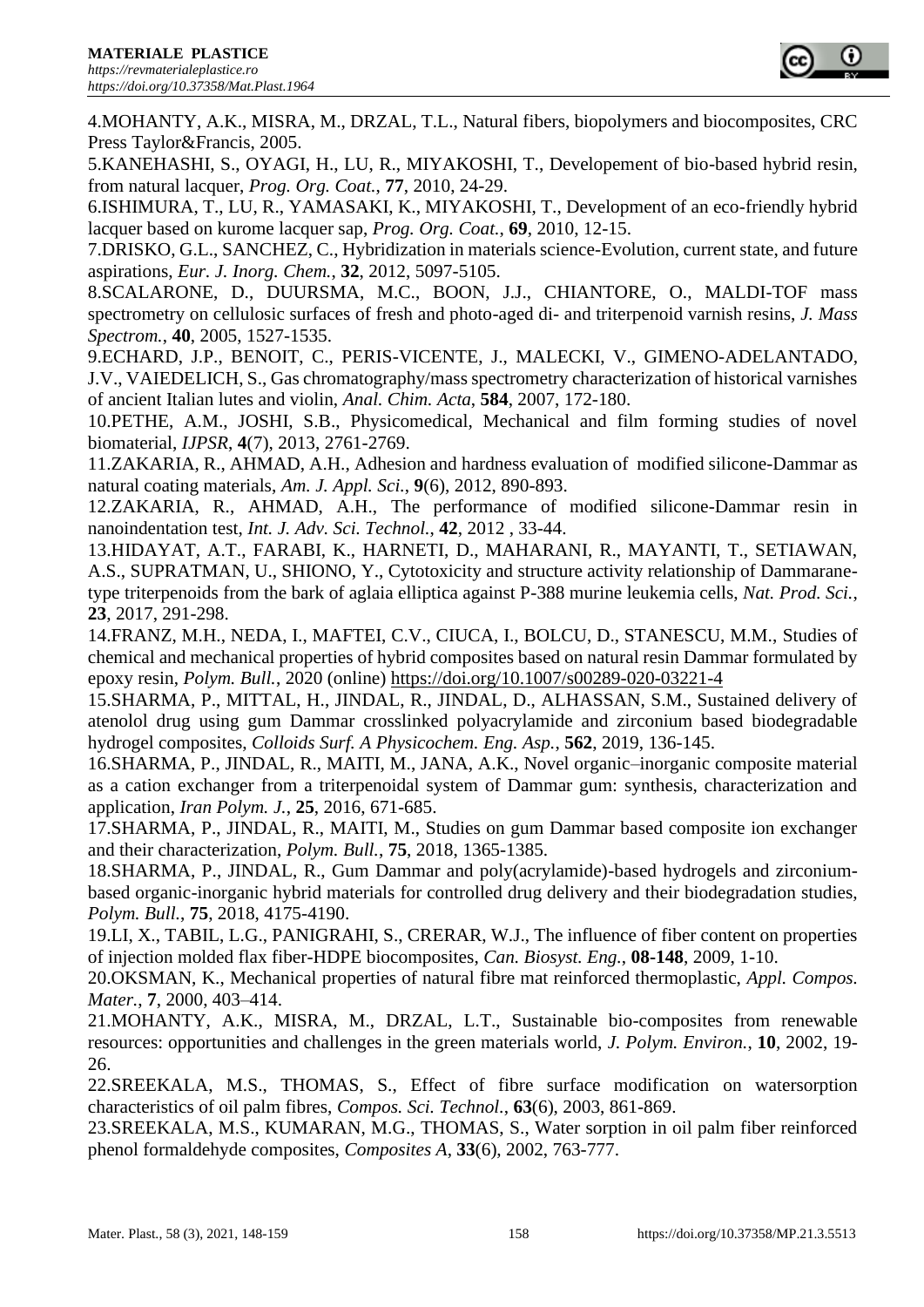4.MOHANTY, A.K., MISRA, M., DRZAL, T.L., Natural fibers, biopolymers and biocomposites, CRC Press Taylor&Francis, 2005.

5.KANEHASHI, S., OYAGI, H., LU, R., MIYAKOSHI, T., Developement of bio-based hybrid resin, from natural lacquer, *Prog. Org. Coat.*, **77**, 2010, 24-29.

6.ISHIMURA, T., LU, R., YAMASAKI, K., MIYAKOSHI, T., Development of an eco-friendly hybrid lacquer based on kurome lacquer sap, *Prog. Org. Coat.*, **69**, 2010, 12-15.

7.DRISKO, G.L., SANCHEZ, C., Hybridization in materials science-Evolution, current state, and future aspirations, *Eur. J. Inorg. Chem.*, **32**, 2012, 5097-5105.

8.SCALARONE, D., DUURSMA, M.C., BOON, J.J., CHIANTORE, O., MALDI-TOF mass spectrometry on cellulosic surfaces of fresh and photo-aged di- and triterpenoid varnish resins, *J. Mass Spectrom.*, **40**, 2005, 1527-1535.

9.ECHARD, J.P., BENOIT, C., PERIS-VICENTE, J., MALECKI, V., GIMENO-ADELANTADO, J.V., VAIEDELICH, S., Gas chromatography/mass spectrometry characterization of historical varnishes of ancient Italian lutes and violin, *Anal. Chim. Acta*, **584**, 2007, 172-180.

10.PETHE, A.M., JOSHI, S.B., Physicomedical, Mechanical and film forming studies of novel biomaterial, *IJPSR*, **4**(7), 2013, 2761-2769.

11.ZAKARIA, R., AHMAD, A.H., Adhesion and hardness evaluation of modified silicone-Dammar as natural coating materials, *Am. J. Appl. Sci.*, **9**(6), 2012, 890-893.

12.ZAKARIA, R., AHMAD, A.H., The performance of modified silicone-Dammar resin in nanoindentation test, *Int. J. Adv. Sci. Technol.*, **42**, 2012 , 33-44.

13.HIDAYAT, A.T., FARABI, K., HARNETI, D., MAHARANI, R., MAYANTI, T., SETIAWAN, A.S., SUPRATMAN, U., SHIONO, Y., Cytotoxicity and structure activity relationship of Dammarane-type triterpenoids from the bark of aglaia elliptica against P-388 murine leukemia cells, *Nat. Prod. Sci.*, **23**, 2017, 291-298.

14.FRANZ, M.H., NEDA, I., MAFTEI, C.V., CIUCA, I., BOLCU, D., STANESCU, M.M., Studies of chemical and mechanical properties of hybrid composites based on natural resin Dammar formulated by epoxy resin, *Polym. Bull.*, 2020 (online) https://doi.org/10.1007/s00289-020-03221-4

15.SHARMA, P., MITTAL, H., JINDAL, R., JINDAL, D., ALHASSAN, S.M., Sustained delivery of atenolol drug using gum Dammar crosslinked polyacrylamide and zirconium based biodegradable hydrogel composites, *Colloids Surf. A Physicochem. Eng. Asp.*, **562**, 2019, 136-145.

16.SHARMA, P., JINDAL, R., MAITI, M., JANA, A.K., Novel organic–inorganic composite material as a cation exchanger from a triterpenoidal system of Dammar gum: synthesis, characterization and application, *Iran Polym. J.*, **25**, 2016, 671-685.

17.SHARMA, P., JINDAL, R., MAITI, M., Studies on gum Dammar based composite ion exchanger and their characterization, *Polym. Bull.*, **75**, 2018, 1365-1385.

18.SHARMA, P., JINDAL, R., Gum Dammar and poly(acrylamide)-based hydrogels and zirconium-based organic-inorganic hybrid materials for controlled drug delivery and their biodegradation studies, *Polym. Bull.*, **75**, 2018, 4175-4190.

19.LI, X., TABIL, L.G., PANIGRAHI, S., CRERAR, W.J., The influence of fiber content on properties of injection molded flax fiber-HDPE biocomposites, *Can. Biosyst. Eng.*, **08-148**, 2009, 1-10.

20.OKSMAN, K., Mechanical properties of natural fibre mat reinforced thermoplastic, *Appl. Compos. Mater.*, **7**, 2000, 403–414.

21.MOHANTY, A.K., MISRA, M., DRZAL, L.T., Sustainable bio-composites from renewable resources: opportunities and challenges in the green materials world, *J. Polym. Environ.*, **10**, 2002, 19-26.

22.SREEKALA, M.S., THOMAS, S., Effect of fibre surface modification on watersorption characteristics of oil palm fibres, *Compos. Sci. Technol.*, **63**(6), 2003, 861-869.

23.SREEKALA, M.S., KUMARAN, M.G., THOMAS, S., Water sorption in oil palm fiber reinforced phenol formaldehyde composites, *Composites A*, **33**(6), 2002, 763-777.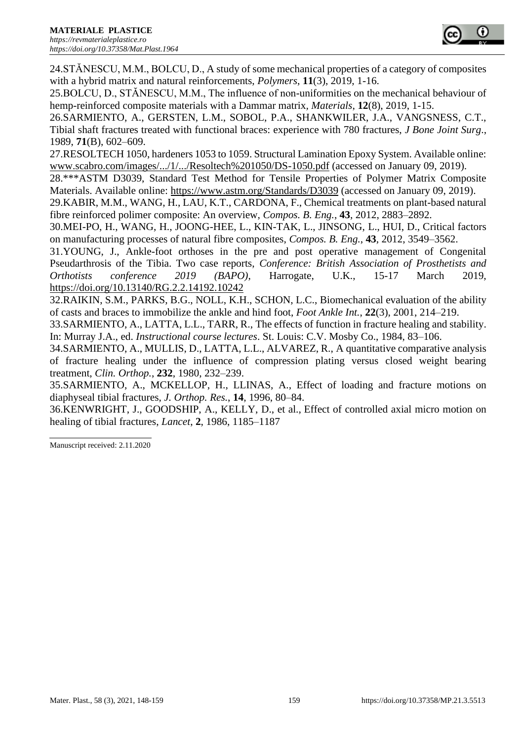24.STĂNESCU, M.M., BOLCU, D., A study of some mechanical properties of a category of composites with a hybrid matrix and natural reinforcements, *Polymers*, **11**(3), 2019, 1-16.

25.BOLCU, D., STĂNESCU, M.M., The influence of non-uniformities on the mechanical behaviour of hemp-reinforced composite materials with a Dammar matrix, *Materials*, **12**(8), 2019, 1-15.

26.SARMIENTO, A., GERSTEN, L.M., SOBOL, P.A., SHANKWILER, J.A., VANGSNESS, C.T., Tibial shaft fractures treated with functional braces: experience with 780 fractures, *J Bone Joint Surg*., 1989, **71**(B), 602–609.

27.RESOLTECH 1050, hardeners 1053 to 1059. Structural Lamination Epoxy System. Available online: www.scabro.com/images/.../1/.../Resoltech%201050/DS-1050.pdf (accessed on January 09, 2019).

28.***ASTM D3039, Standard Test Method for Tensile Properties of Polymer Matrix Composite Materials. Available online: https://www.astm.org/Standards/D3039 (accessed on January 09, 2019).

29.KABIR, M.M., WANG, H., LAU, K.T., CARDONA, F., Chemical treatments on plant-based natural fibre reinforced polimer composite: An overview, *Compos. B. Eng.*, **43**, 2012, 2883–2892.

30.MEI-PO, H., WANG, H., JOONG-HEE, L., KIN-TAK, L., JINSONG, L., HUI, D., Critical factors on manufacturing processes of natural fibre composites, *Compos. B. Eng.*, **43**, 2012, 3549–3562.

31.YOUNG, J., Ankle-foot orthoses in the pre and post operative management of Congenital Pseudarthrosis of the Tibia. Two case reports, *Conference: British Association of Prosthetists and Orthotists conference 2019 (BAPO)*, Harrogate, U.K., 15-17 March 2019, https://doi.org/10.13140/RG.2.2.14192.10242

32.RAIKIN, S.M., PARKS, B.G., NOLL, K.H., SCHON, L.C., Biomechanical evaluation of the ability of casts and braces to immobilize the ankle and hind foot, *Foot Ankle Int.*, **22**(3), 2001, 214–219.

33.SARMIENTO, A., LATTA, L.L., TARR, R., The effects of function in fracture healing and stability. In: Murray J.A., ed. *Instructional course lectures*. St. Louis: C.V. Mosby Co., 1984, 83–106.

34.SARMIENTO, A., MULLIS, D., LATTA, L.L., ALVAREZ, R., A quantitative comparative analysis of fracture healing under the influence of compression plating versus closed weight bearing treatment, *Clin. Orthop.*, **232**, 1980, 232–239.

35.SARMIENTO, A., MCKELLOP, H., LLINAS, A., Effect of loading and fracture motions on diaphyseal tibial fractures, *J. Orthop. Res.*, **14**, 1996, 80–84.

36.KENWRIGHT, J., GOODSHIP, A., KELLY, D., et al., Effect of controlled axial micro motion on healing of tibial fractures, *Lancet*, **2**, 1986, 1185–1187

Manuscript received: 2.11.2020